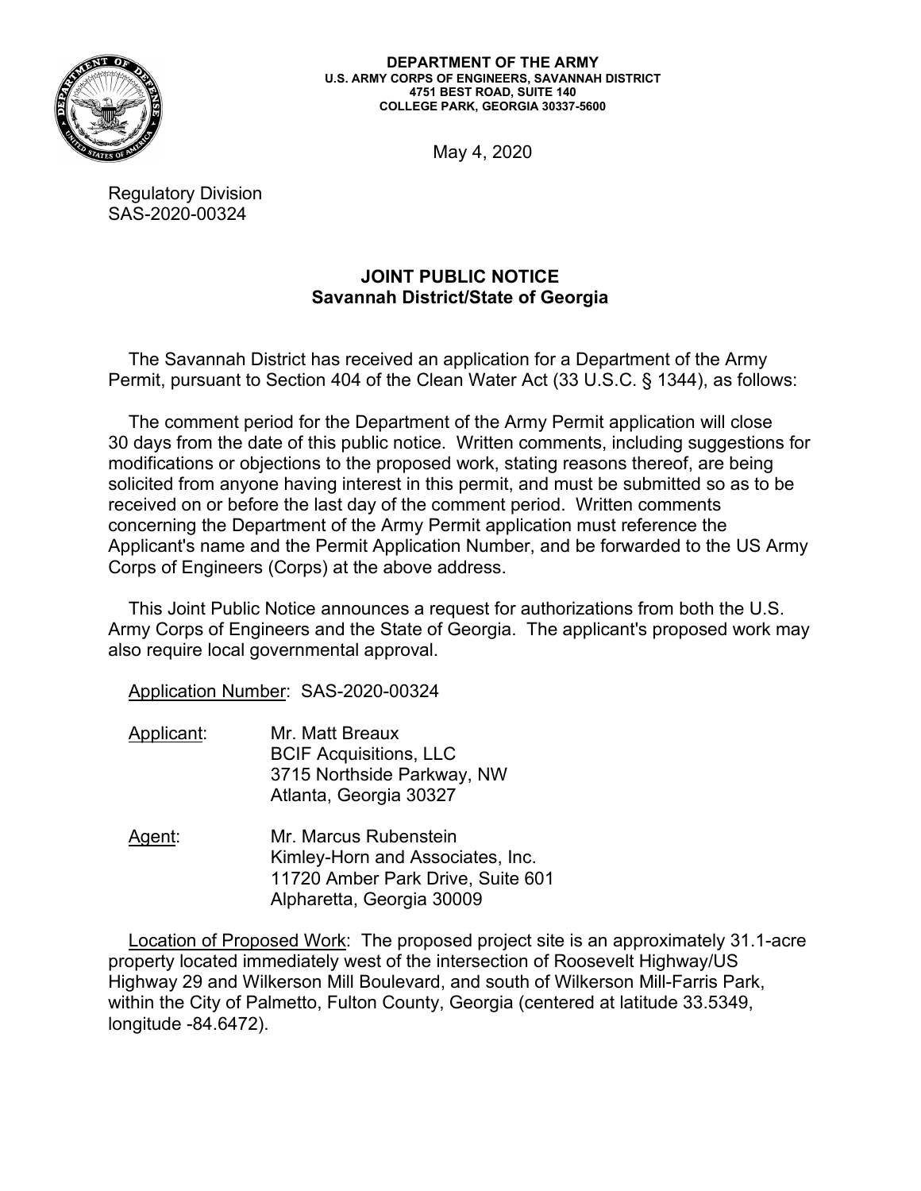**DEPARTMENT OF THE ARMY**
**U.S. ARMY CORPS OF ENGINEERS, SAVANNAH DISTRICT**
**4751 BEST ROAD, SUITE 140**
**COLLEGE PARK, GEORGIA 30337-5600**

May 4, 2020

Regulatory Division
SAS-2020-00324

## JOINT PUBLIC NOTICE
## Savannah District/State of Georgia

The Savannah District has received an application for a Department of the Army Permit, pursuant to Section 404 of the Clean Water Act (33 U.S.C. § 1344), as follows:

The comment period for the Department of the Army Permit application will close 30 days from the date of this public notice. Written comments, including suggestions for modifications or objections to the proposed work, stating reasons thereof, are being solicited from anyone having interest in this permit, and must be submitted so as to be received on or before the last day of the comment period. Written comments concerning the Department of the Army Permit application must reference the Applicant's name and the Permit Application Number, and be forwarded to the US Army Corps of Engineers (Corps) at the above address.

This Joint Public Notice announces a request for authorizations from both the U.S. Army Corps of Engineers and the State of Georgia. The applicant's proposed work may also require local governmental approval.

Application Number: SAS-2020-00324

Applicant: Mr. Matt Breaux
BCIF Acquisitions, LLC
3715 Northside Parkway, NW
Atlanta, Georgia 30327

Agent: Mr. Marcus Rubenstein
Kimley-Horn and Associates, Inc.
11720 Amber Park Drive, Suite 601
Alpharetta, Georgia 30009

Location of Proposed Work: The proposed project site is an approximately 31.1-acre property located immediately west of the intersection of Roosevelt Highway/US Highway 29 and Wilkerson Mill Boulevard, and south of Wilkerson Mill-Farris Park, within the City of Palmetto, Fulton County, Georgia (centered at latitude 33.5349, longitude -84.6472).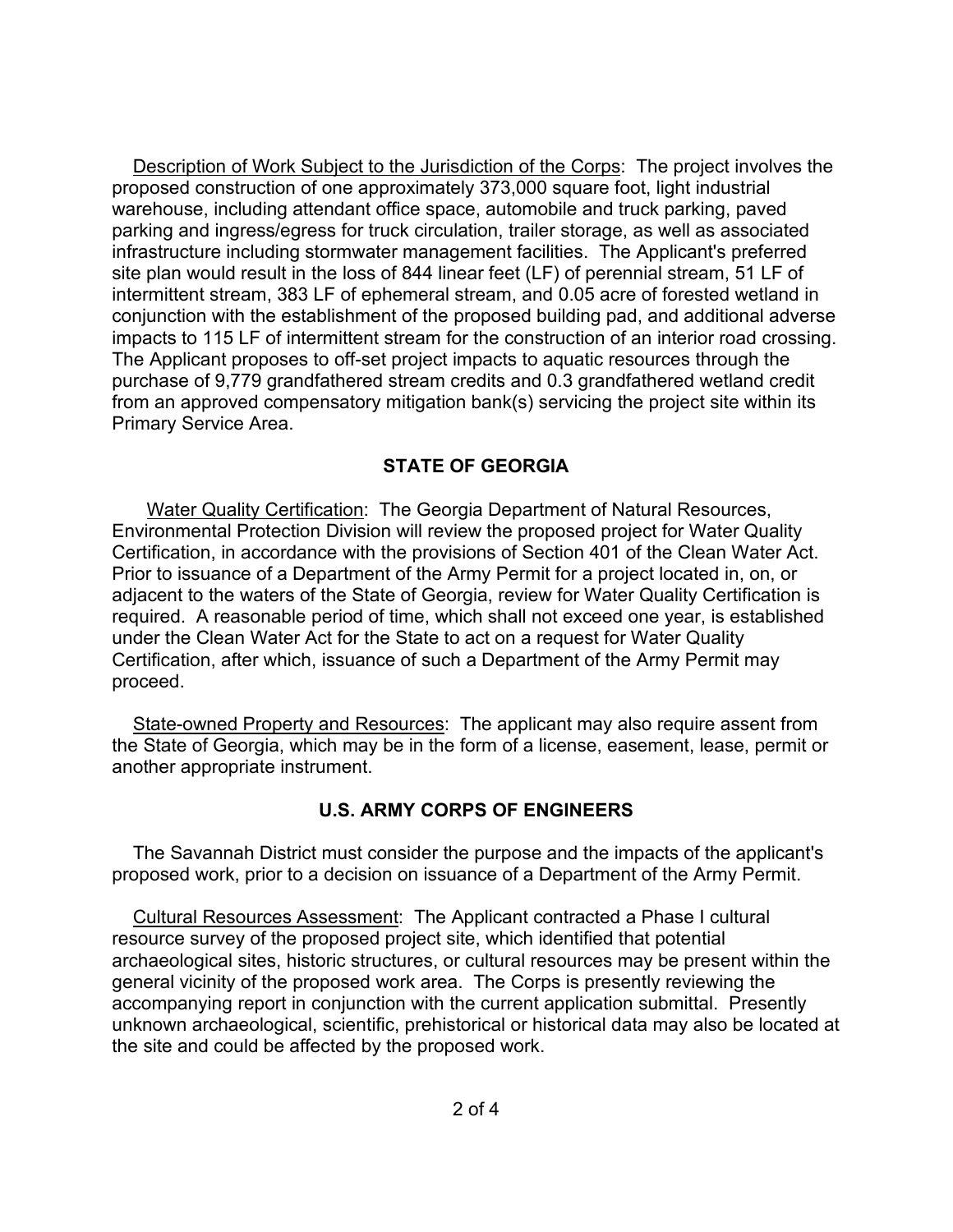Description of Work Subject to the Jurisdiction of the Corps: The project involves the proposed construction of one approximately 373,000 square foot, light industrial warehouse, including attendant office space, automobile and truck parking, paved parking and ingress/egress for truck circulation, trailer storage, as well as associated infrastructure including stormwater management facilities. The Applicant's preferred site plan would result in the loss of 844 linear feet (LF) of perennial stream, 51 LF of intermittent stream, 383 LF of ephemeral stream, and 0.05 acre of forested wetland in conjunction with the establishment of the proposed building pad, and additional adverse impacts to 115 LF of intermittent stream for the construction of an interior road crossing. The Applicant proposes to off-set project impacts to aquatic resources through the purchase of 9,779 grandfathered stream credits and 0.3 grandfathered wetland credit from an approved compensatory mitigation bank(s) servicing the project site within its Primary Service Area.

## STATE OF GEORGIA

Water Quality Certification: The Georgia Department of Natural Resources, Environmental Protection Division will review the proposed project for Water Quality Certification, in accordance with the provisions of Section 401 of the Clean Water Act. Prior to issuance of a Department of the Army Permit for a project located in, on, or adjacent to the waters of the State of Georgia, review for Water Quality Certification is required. A reasonable period of time, which shall not exceed one year, is established under the Clean Water Act for the State to act on a request for Water Quality Certification, after which, issuance of such a Department of the Army Permit may proceed.

State-owned Property and Resources: The applicant may also require assent from the State of Georgia, which may be in the form of a license, easement, lease, permit or another appropriate instrument.

## U.S. ARMY CORPS OF ENGINEERS

The Savannah District must consider the purpose and the impacts of the applicant's proposed work, prior to a decision on issuance of a Department of the Army Permit.

Cultural Resources Assessment: The Applicant contracted a Phase I cultural resource survey of the proposed project site, which identified that potential archaeological sites, historic structures, or cultural resources may be present within the general vicinity of the proposed work area. The Corps is presently reviewing the accompanying report in conjunction with the current application submittal. Presently unknown archaeological, scientific, prehistorical or historical data may also be located at the site and could be affected by the proposed work.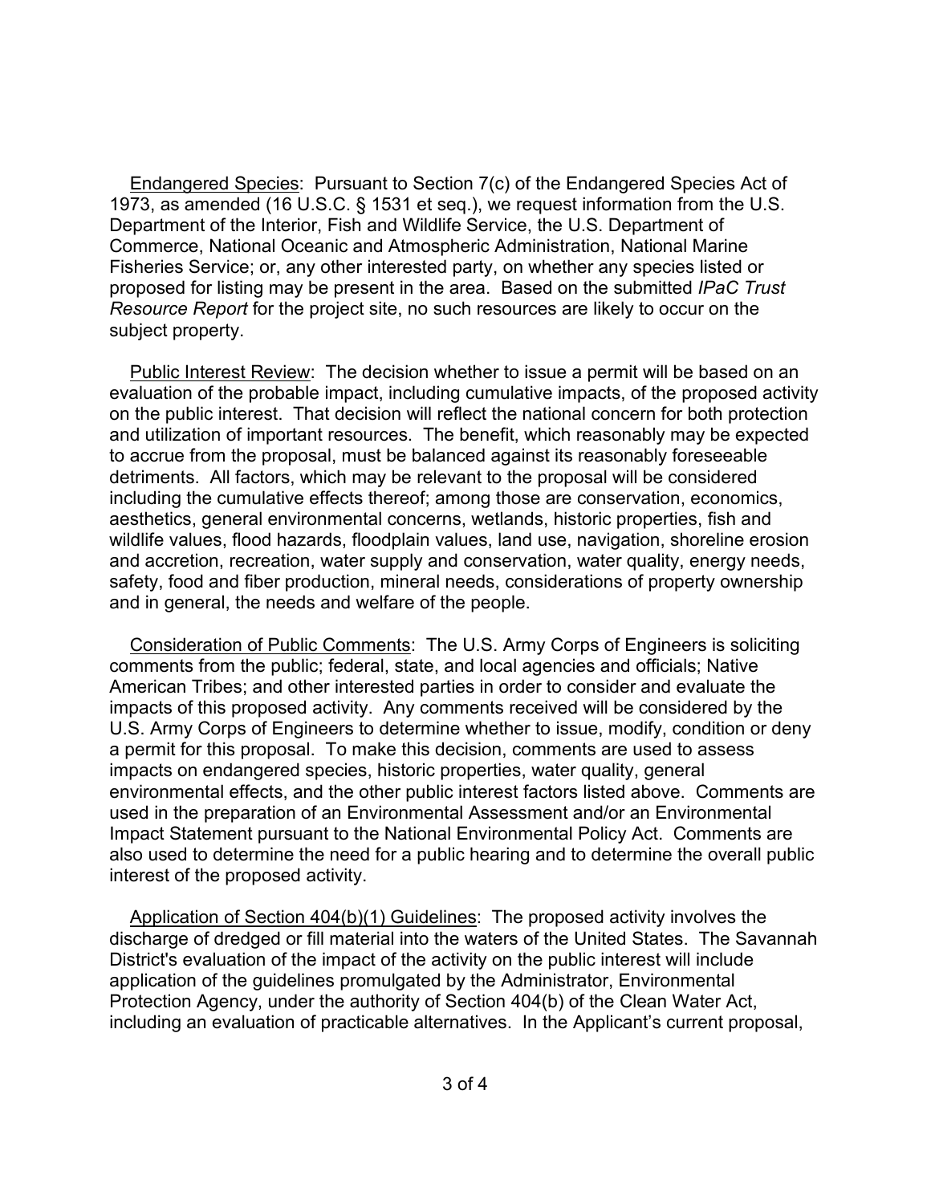Endangered Species: Pursuant to Section 7(c) of the Endangered Species Act of 1973, as amended (16 U.S.C. § 1531 et seq.), we request information from the U.S. Department of the Interior, Fish and Wildlife Service, the U.S. Department of Commerce, National Oceanic and Atmospheric Administration, National Marine Fisheries Service; or, any other interested party, on whether any species listed or proposed for listing may be present in the area. Based on the submitted *IPaC Trust Resource Report* for the project site, no such resources are likely to occur on the subject property.

Public Interest Review: The decision whether to issue a permit will be based on an evaluation of the probable impact, including cumulative impacts, of the proposed activity on the public interest. That decision will reflect the national concern for both protection and utilization of important resources. The benefit, which reasonably may be expected to accrue from the proposal, must be balanced against its reasonably foreseeable detriments. All factors, which may be relevant to the proposal will be considered including the cumulative effects thereof; among those are conservation, economics, aesthetics, general environmental concerns, wetlands, historic properties, fish and wildlife values, flood hazards, floodplain values, land use, navigation, shoreline erosion and accretion, recreation, water supply and conservation, water quality, energy needs, safety, food and fiber production, mineral needs, considerations of property ownership and in general, the needs and welfare of the people.

Consideration of Public Comments: The U.S. Army Corps of Engineers is soliciting comments from the public; federal, state, and local agencies and officials; Native American Tribes; and other interested parties in order to consider and evaluate the impacts of this proposed activity. Any comments received will be considered by the U.S. Army Corps of Engineers to determine whether to issue, modify, condition or deny a permit for this proposal. To make this decision, comments are used to assess impacts on endangered species, historic properties, water quality, general environmental effects, and the other public interest factors listed above. Comments are used in the preparation of an Environmental Assessment and/or an Environmental Impact Statement pursuant to the National Environmental Policy Act. Comments are also used to determine the need for a public hearing and to determine the overall public interest of the proposed activity.

Application of Section 404(b)(1) Guidelines: The proposed activity involves the discharge of dredged or fill material into the waters of the United States. The Savannah District's evaluation of the impact of the activity on the public interest will include application of the guidelines promulgated by the Administrator, Environmental Protection Agency, under the authority of Section 404(b) of the Clean Water Act, including an evaluation of practicable alternatives. In the Applicant's current proposal,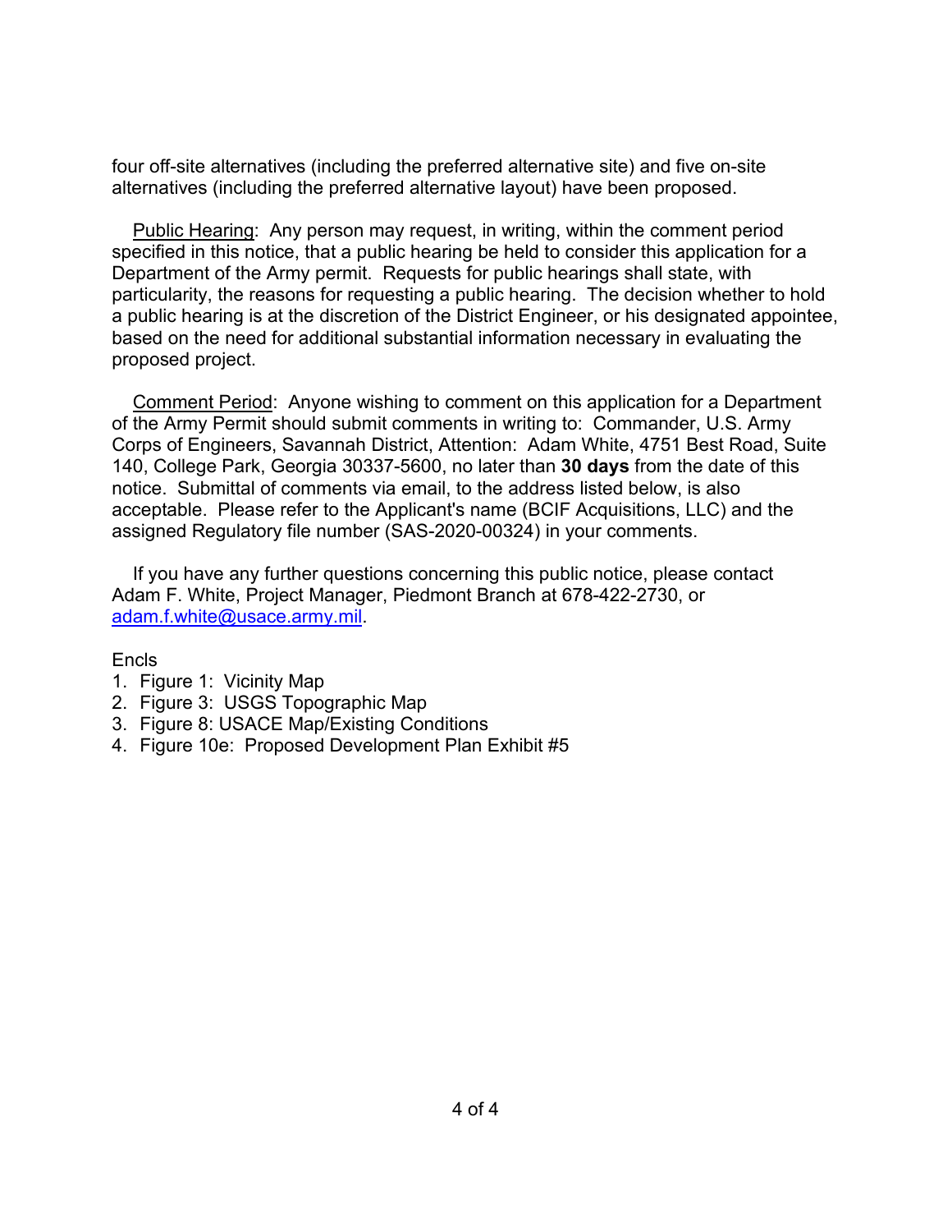four off-site alternatives (including the preferred alternative site) and five on-site alternatives (including the preferred alternative layout) have been proposed.

Public Hearing: Any person may request, in writing, within the comment period specified in this notice, that a public hearing be held to consider this application for a Department of the Army permit. Requests for public hearings shall state, with particularity, the reasons for requesting a public hearing. The decision whether to hold a public hearing is at the discretion of the District Engineer, or his designated appointee, based on the need for additional substantial information necessary in evaluating the proposed project.

Comment Period: Anyone wishing to comment on this application for a Department of the Army Permit should submit comments in writing to: Commander, U.S. Army Corps of Engineers, Savannah District, Attention: Adam White, 4751 Best Road, Suite 140, College Park, Georgia 30337-5600, no later than **30 days** from the date of this notice. Submittal of comments via email, to the address listed below, is also acceptable. Please refer to the Applicant's name (BCIF Acquisitions, LLC) and the assigned Regulatory file number (SAS-2020-00324) in your comments.

If you have any further questions concerning this public notice, please contact Adam F. White, Project Manager, Piedmont Branch at 678-422-2730, or [adam.f.white@usace.army.mil](mailto:adam.f.white@usace.army.mil).

Encls

1. Figure 1: Vicinity Map
2. Figure 3: USGS Topographic Map
3. Figure 8: USACE Map/Existing Conditions
4. Figure 10e: Proposed Development Plan Exhibit #5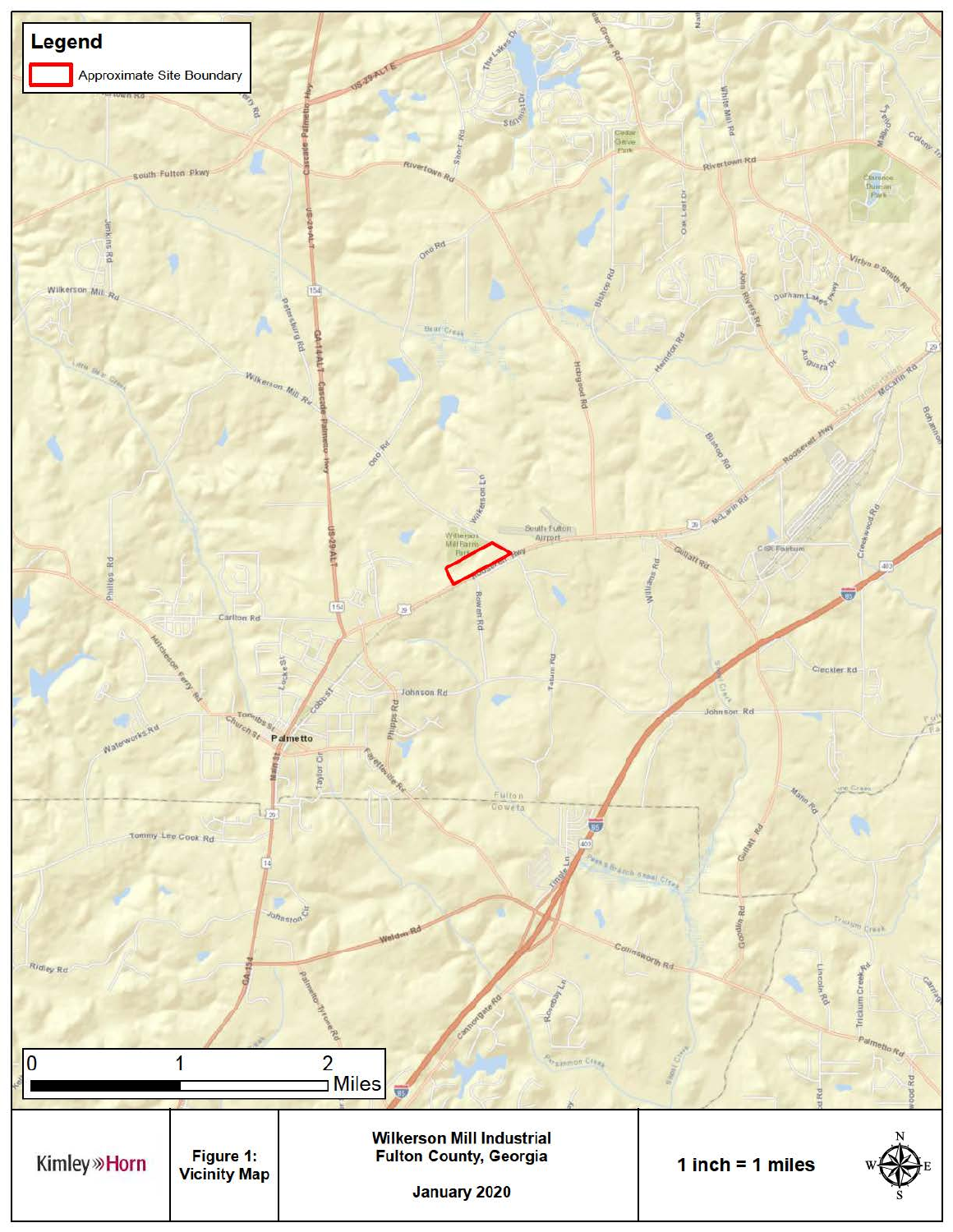**Legend**

Approximate Site Boundary

0 1 2 Miles

Kimley»Horn

**Figure 1: Vicinity Map**

**Wilkerson Mill Industrial**
**Fulton County, Georgia**

**January 2020**

**1 inch = 1 miles**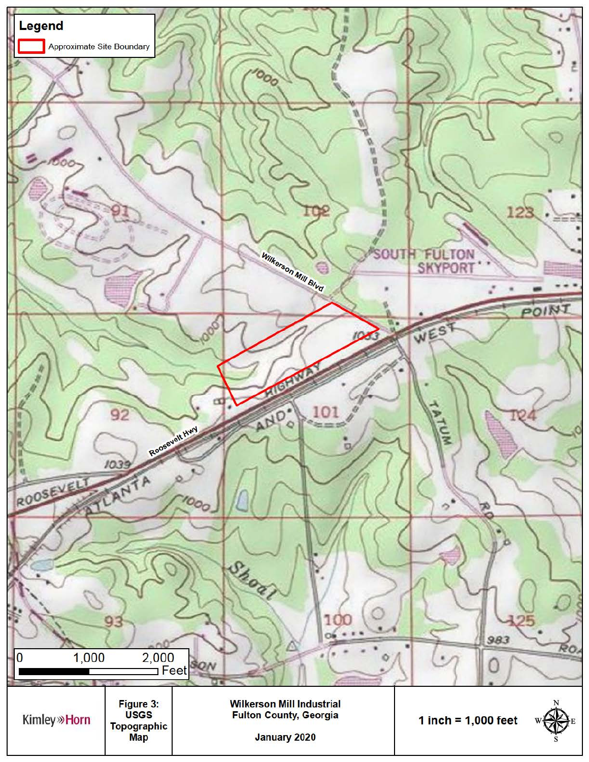**Legend**

Approximate Site Boundary

0 1,000 2,000 Feet

Kimley»Horn

**Figure 3: USGS Topographic Map**

**Wilkerson Mill Industrial**
**Fulton County, Georgia**

**January 2020**

**1 inch = 1,000 feet**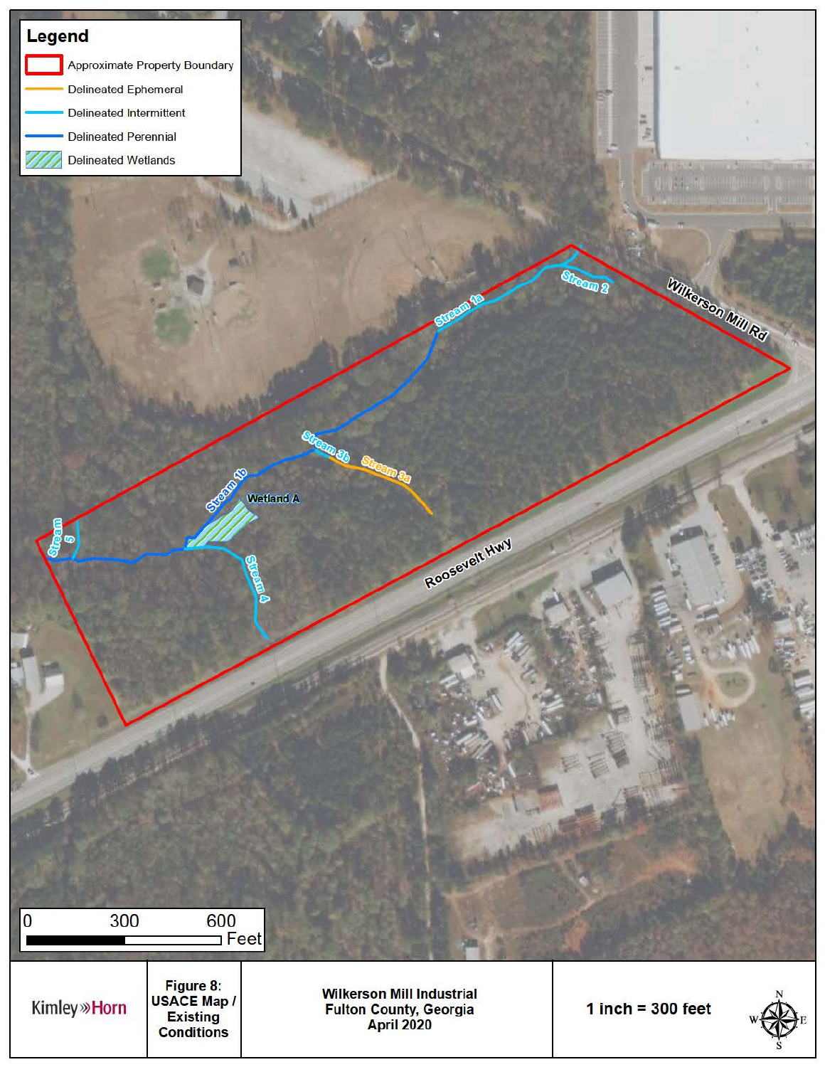## Legend

- Approximate Property Boundary
- Delineated Ephemeral
- Delineated Intermittent
- Delineated Perennial
- Delineated Wetlands

Stream 1a

Stream 2

Wilkerson Mill Rd

Stream 3b

Stream 3a

Stream 1b

Wetland A

Stream 5

Stream 4

Roosevelt Hwy

0 300 600 Feet

| Kimley»Horn | Figure 8: USACE Map / Existing Conditions | Wilkerson Mill Industrial Fulton County, Georgia April 2020 | 1 inch = 300 feet |
| --- | --- | --- | --- |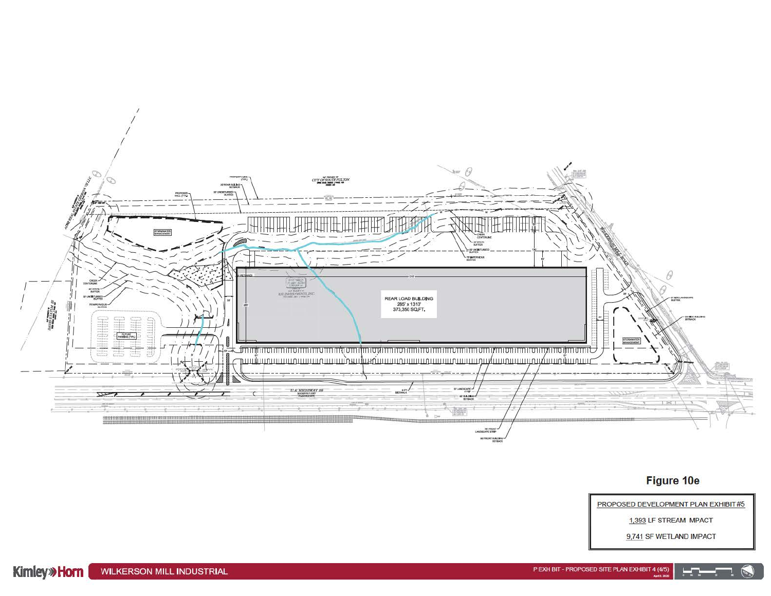REAR LOAD BUILDING
285' x 1310'
373,350 SQ.FT.

STORMWATER MANAGEMENT

STORMWATER MANAGEMENT

FUTURE PARKING (TYP.)

CITY OF SOUTH FULTON

U.S. HIGHWAY 29

WILKERSON MILL ROAD

PROPOSED WALL (TYP.)

PROPERTY LINE (TYP.)

20' REAR BUILDING SETBACK

50' UNDISTURBED BUFFER

CREEK CENTERLINE

25' STATE BUFFER

50' UNDISTURBED BUFFER

75' IMPERVIOUS BUFFER

WETLANDS

RJE INVESTMENTS, INC.

5' SIDE LANDSCAPE BUFFER

20' SIDE BUILDING SETBACK

5 FT SIDEWALK

10' LANDSCAPE STRIP

50' BUILDING SETBACK

25' FRONT LANDSCAPE STRIP

50' FRONT BUILDING SETBACK

1310'

285'

# Figure 10e

| PROPOSED DEVELOPMENT PLAN EXHIBIT #5 |
|---|
| 1,393 LF STREAM IMPACT |
| 9,741 SF WETLAND IMPACT |

Kimley»Horn WILKERSON MILL INDUSTRIAL

EXHIBIT - PROPOSED SITE PLAN EXHIBIT 4 (4/5)